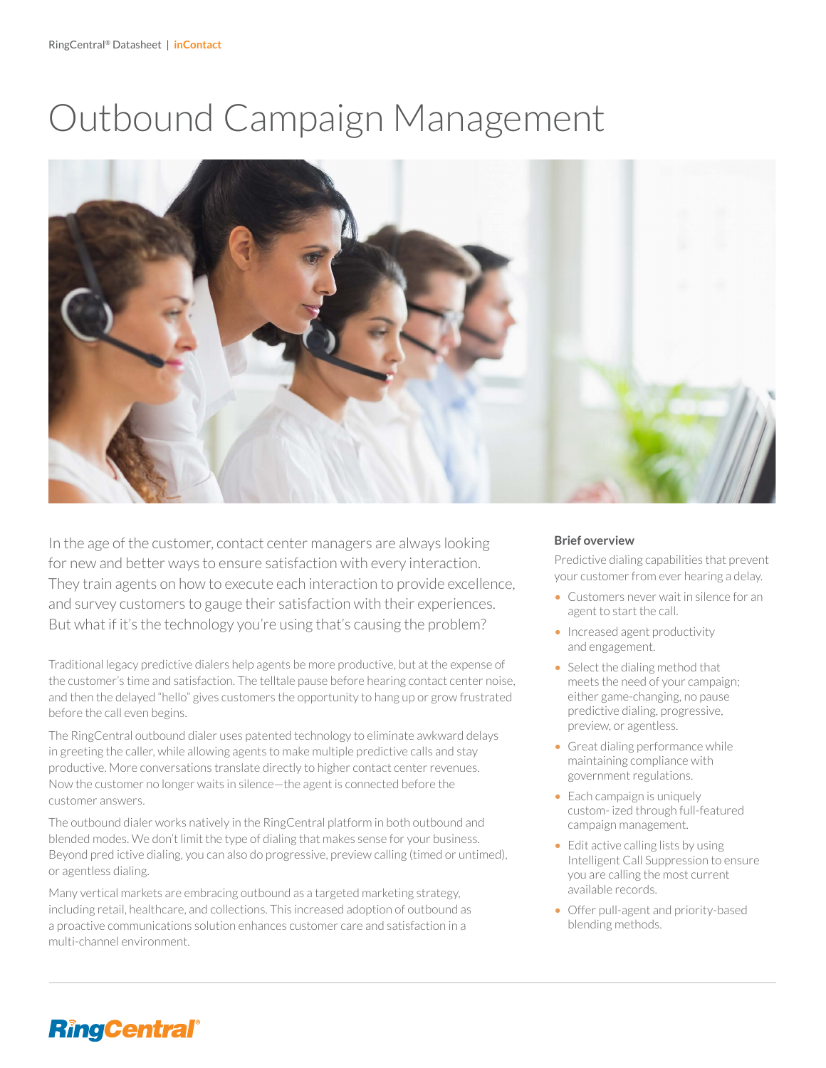# Outbound Campaign Management

In the age of the customer, contact center managers are always looking for new and better ways to ensure satisfaction with every interaction. They train agents on how to execute each interaction to provide excellence, and survey customers to gauge their satisfaction with their experiences. But what if it's the technology you're using that's causing the problem?

Traditional legacy predictive dialers help agents be more productive, but at the expense of the customer's time and satisfaction. The telltale pause before hearing contact center noise, and then the delayed "hello" gives customers the opportunity to hang up or grow frustrated before the call even begins.

The RingCentral outbound dialer uses patented technology to eliminate awkward delays in greeting the caller, while allowing agents to make multiple predictive calls and stay productive. More conversations translate directly to higher contact center revenues. Now the customer no longer waits in silence—the agent is connected before the customer answers.

The outbound dialer works natively in the RingCentral platform in both outbound and blended modes. We don't limit the type of dialing that makes sense for your business. Beyond pred ictive dialing, you can also do progressive, preview calling (timed or untimed), or agentless dialing.

Many vertical markets are embracing outbound as a targeted marketing strategy, including retail, healthcare, and collections. This increased adoption of outbound as a proactive communications solution enhances customer care and satisfaction in a multi-channel environment.

**Brief overview**

Predictive dialing capabilities that prevent your customer from ever hearing a delay.

- Customers never wait in silence for an agent to start the call.
- Increased agent productivity and engagement.
- Select the dialing method that meets the need of your campaign; either game-changing, no pause predictive dialing, progressive, preview, or agentless.
- Great dialing performance while maintaining compliance with government regulations.
- Each campaign is uniquely custom- ized through full-featured campaign management.
- Edit active calling lists by using Intelligent Call Suppression to ensure you are calling the most current available records.
- Offer pull-agent and priority-based blending methods.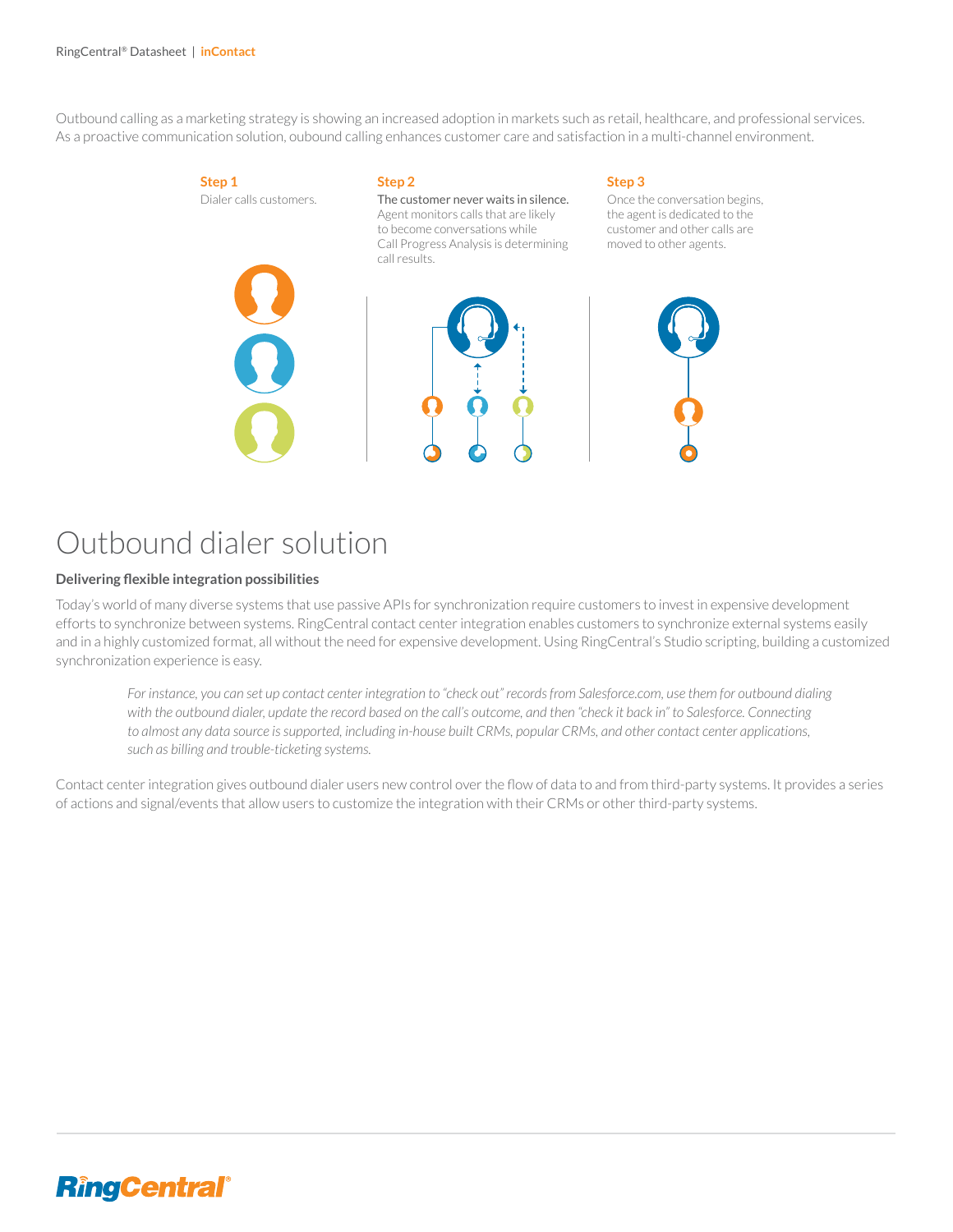Outbound calling as a marketing strategy is showing an increased adoption in markets such as retail, healthcare, and professional services. As a proactive communication solution, oubound calling enhances customer care and satisfaction in a multi-channel environment.

**Step 1**
Dialer calls customers.

**Step 2**
The customer never waits in silence. Agent monitors calls that are likely to become conversations while Call Progress Analysis is determining call results.

**Step 3**
Once the conversation begins, the agent is dedicated to the customer and other calls are moved to other agents.

# Outbound dialer solution

**Delivering flexible integration possibilities**

Today's world of many diverse systems that use passive APIs for synchronization require customers to invest in expensive development efforts to synchronize between systems. RingCentral contact center integration enables customers to synchronize external systems easily and in a highly customized format, all without the need for expensive development. Using RingCentral's Studio scripting, building a customized synchronization experience is easy.

*For instance, you can set up contact center integration to "check out" records from Salesforce.com, use them for outbound dialing with the outbound dialer, update the record based on the call's outcome, and then "check it back in" to Salesforce. Connecting to almost any data source is supported, including in-house built CRMs, popular CRMs, and other contact center applications, such as billing and trouble-ticketing systems.*

Contact center integration gives outbound dialer users new control over the flow of data to and from third-party systems. It provides a series of actions and signal/events that allow users to customize the integration with their CRMs or other third-party systems.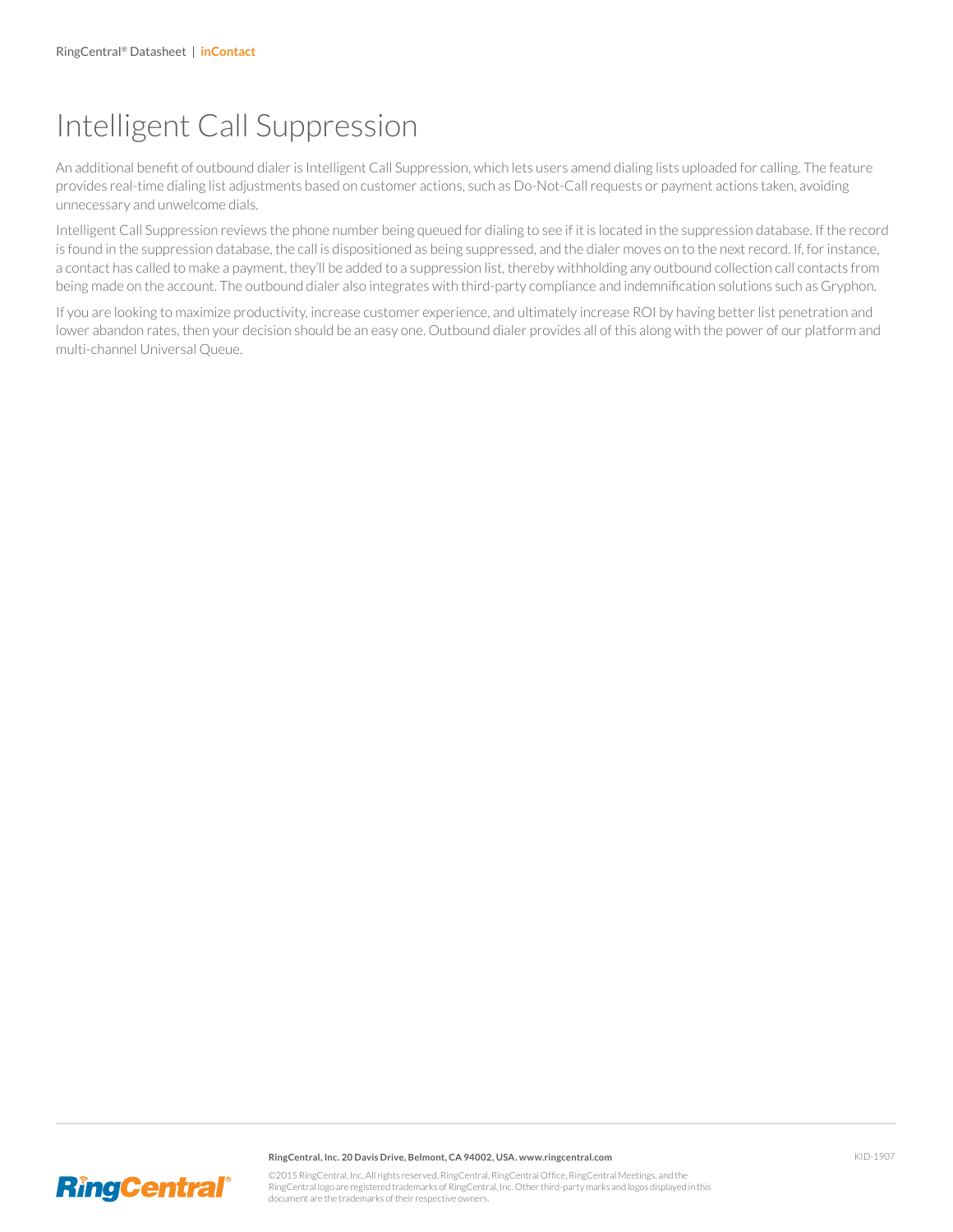# Intelligent Call Suppression

An additional benefit of outbound dialer is Intelligent Call Suppression, which lets users amend dialing lists uploaded for calling. The feature provides real-time dialing list adjustments based on customer actions, such as Do-Not-Call requests or payment actions taken, avoiding unnecessary and unwelcome dials.

Intelligent Call Suppression reviews the phone number being queued for dialing to see if it is located in the suppression database. If the record is found in the suppression database, the call is dispositioned as being suppressed, and the dialer moves on to the next record. If, for instance, a contact has called to make a payment, they'll be added to a suppression list, thereby withholding any outbound collection call contacts from being made on the account. The outbound dialer also integrates with third-party compliance and indemnification solutions such as Gryphon.

If you are looking to maximize productivity, increase customer experience, and ultimately increase ROI by having better list penetration and lower abandon rates, then your decision should be an easy one. Outbound dialer provides all of this along with the power of our platform and multi-channel Universal Queue.

**RingCentral, Inc. 20 Davis Drive, Belmont, CA 94002, USA. www.ringcentral.com**

KID-1907

©2015 RingCentral, Inc. All rights reserved. RingCentral, RingCentral Office, RingCentral Meetings, and the RingCentral logo are registered trademarks of RingCentral, Inc. Other third-party marks and logos displayed in this document are the trademarks of their respective owners.